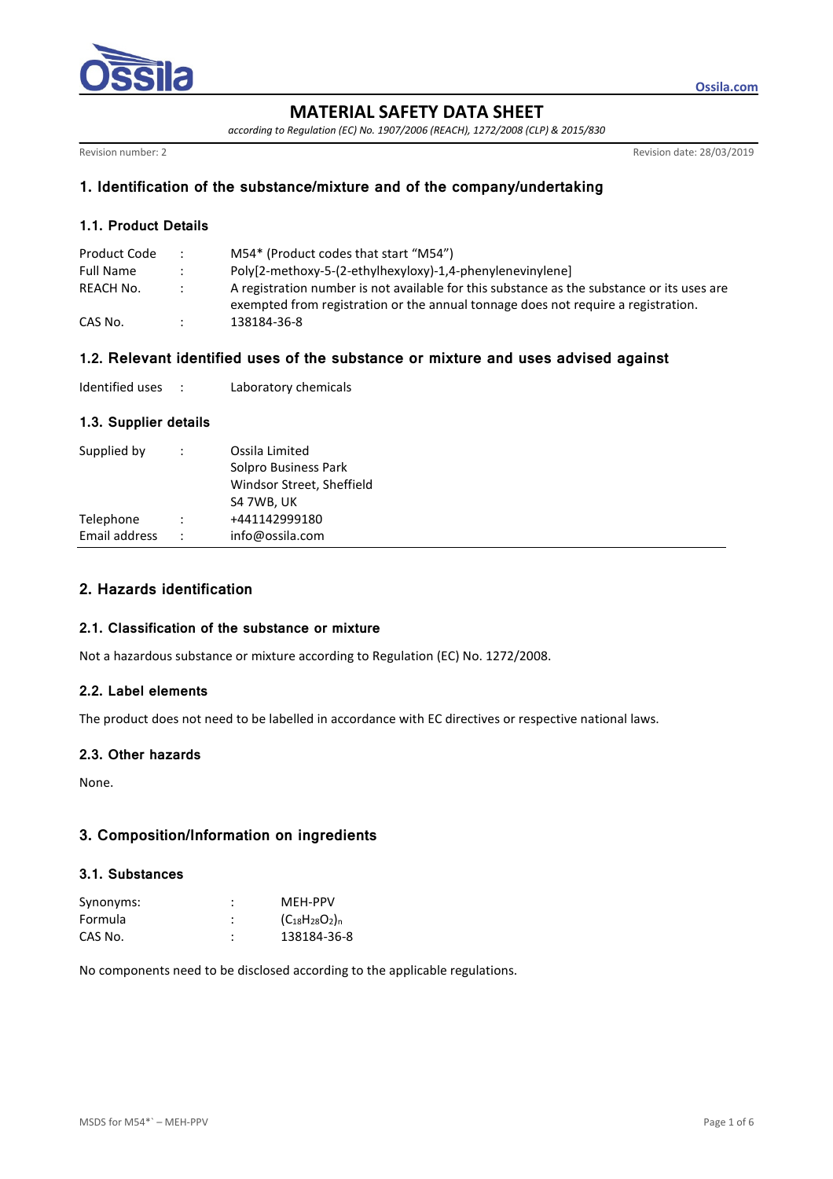# MATERIAL SAFETY DATA SHEET

*according to Regulation (EC) No. 1907/2006 (REACH), 1272/2008 (CLP) & 2015/830*

Revision number: 2 | Revision date: 28/03/2019

## 1. Identification of the substance/mixture and of the company/undertaking

### 1.1. Product Details

| | | |
|---|---|---|
| Product Code | : | M54* (Product codes that start "M54") |
| Full Name | : | Poly[2-methoxy-5-(2-ethylhexyloxy)-1,4-phenylenevinylene] |
| REACH No. | : | A registration number is not available for this substance as the substance or its uses are exempted from registration or the annual tonnage does not require a registration. |
| CAS No. | : | 138184-36-8 |

### 1.2. Relevant identified uses of the substance or mixture and uses advised against

| | | |
|---|---|---|
| Identified uses | : | Laboratory chemicals |

### 1.3. Supplier details

| | | |
|---|---|---|
| Supplied by | : | Ossila Limited<br>Solpro Business Park<br>Windsor Street, Sheffield<br>S4 7WB, UK |
| Telephone | : | +441142999180 |
| Email address | : | info@ossila.com |

## 2. Hazards identification

### 2.1. Classification of the substance or mixture

Not a hazardous substance or mixture according to Regulation (EC) No. 1272/2008.

### 2.2. Label elements

The product does not need to be labelled in accordance with EC directives or respective national laws.

### 2.3. Other hazards

None.

## 3. Composition/Information on ingredients

### 3.1. Substances

| | | |
|---|---|---|
| Synonyms: | : | MEH-PPV |
| Formula | : | $(C_{18}H_{28}O_2)_n$ |
| CAS No. | : | 138184-36-8 |

No components need to be disclosed according to the applicable regulations.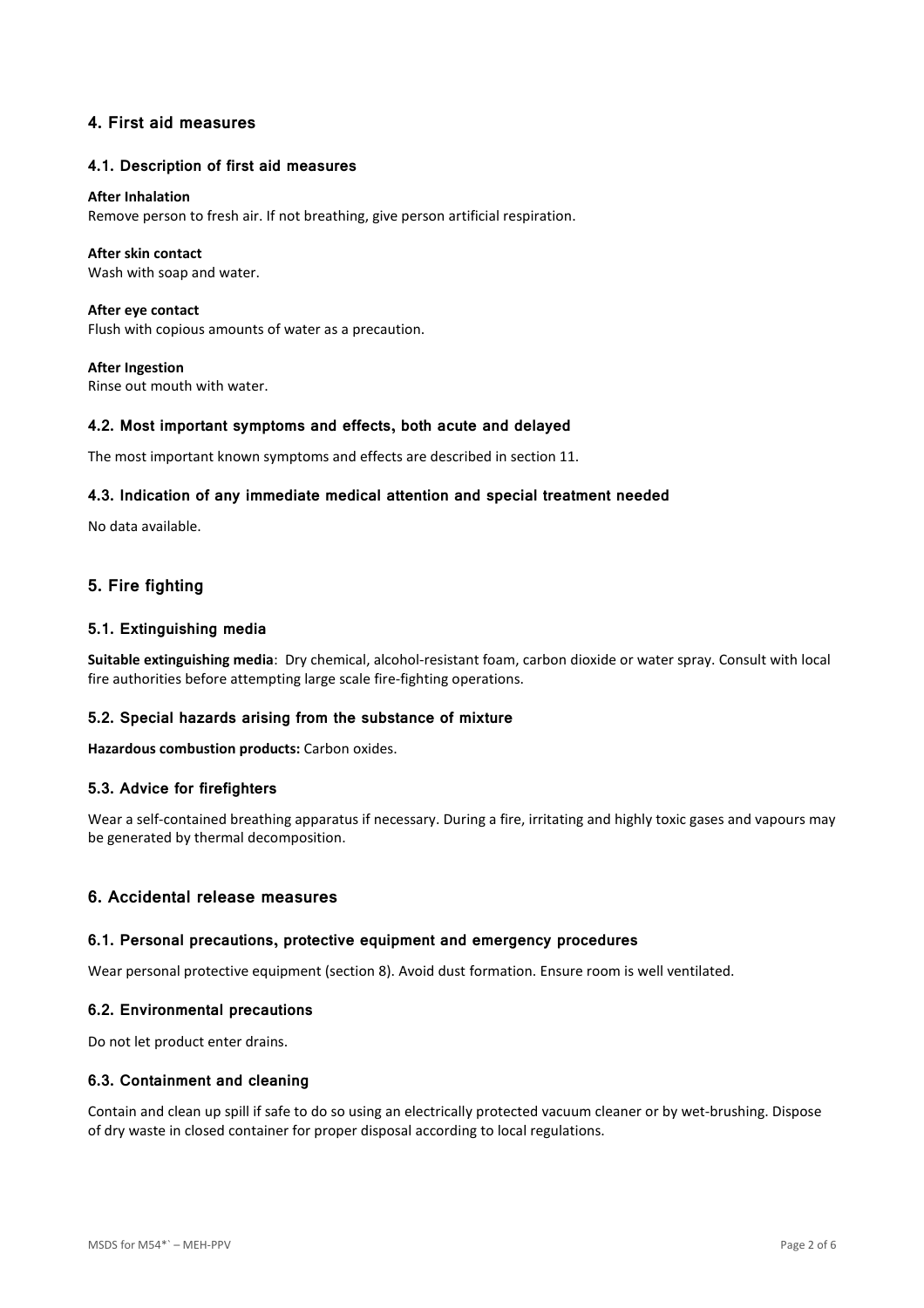## 4. First aid measures

### 4.1. Description of first aid measures

**After Inhalation**
Remove person to fresh air. If not breathing, give person artificial respiration.

**After skin contact**
Wash with soap and water.

**After eye contact**
Flush with copious amounts of water as a precaution.

**After Ingestion**
Rinse out mouth with water.

### 4.2. Most important symptoms and effects, both acute and delayed

The most important known symptoms and effects are described in section 11.

### 4.3. Indication of any immediate medical attention and special treatment needed

No data available.

## 5. Fire fighting

### 5.1. Extinguishing media

**Suitable extinguishing media**: Dry chemical, alcohol-resistant foam, carbon dioxide or water spray. Consult with local fire authorities before attempting large scale fire-fighting operations.

### 5.2. Special hazards arising from the substance of mixture

**Hazardous combustion products:** Carbon oxides.

### 5.3. Advice for firefighters

Wear a self-contained breathing apparatus if necessary. During a fire, irritating and highly toxic gases and vapours may be generated by thermal decomposition.

## 6. Accidental release measures

### 6.1. Personal precautions, protective equipment and emergency procedures

Wear personal protective equipment (section 8). Avoid dust formation. Ensure room is well ventilated.

### 6.2. Environmental precautions

Do not let product enter drains.

### 6.3. Containment and cleaning

Contain and clean up spill if safe to do so using an electrically protected vacuum cleaner or by wet-brushing. Dispose of dry waste in closed container for proper disposal according to local regulations.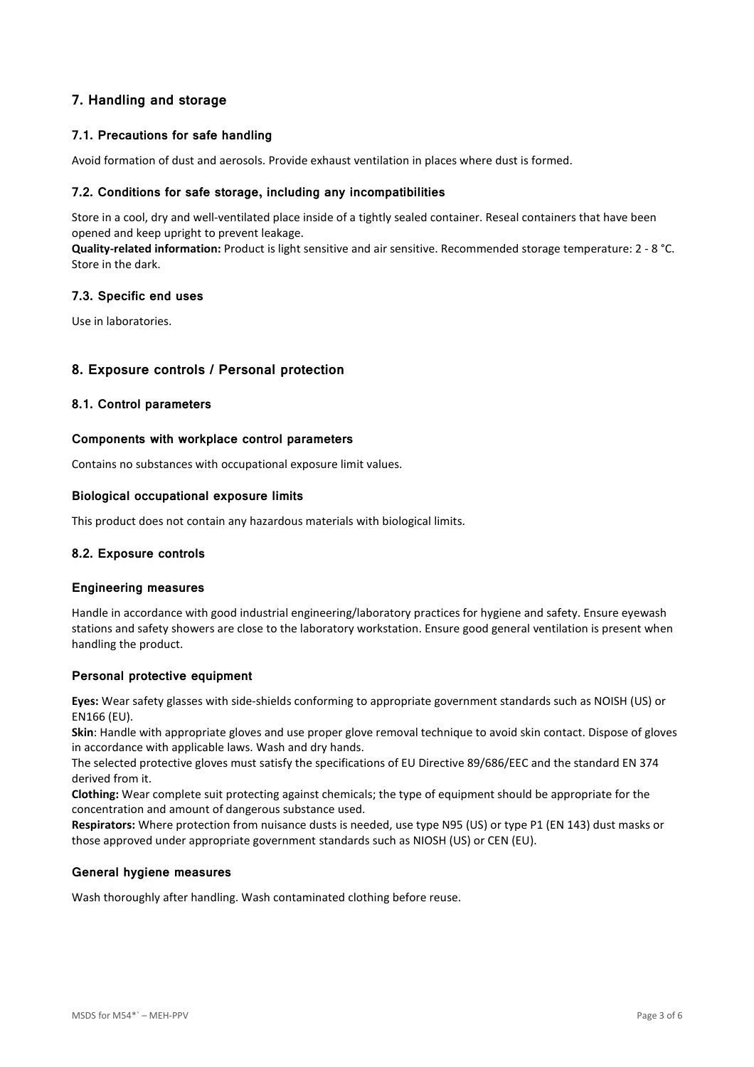## 7. Handling and storage

### 7.1. Precautions for safe handling

Avoid formation of dust and aerosols. Provide exhaust ventilation in places where dust is formed.

### 7.2. Conditions for safe storage, including any incompatibilities

Store in a cool, dry and well-ventilated place inside of a tightly sealed container. Reseal containers that have been opened and keep upright to prevent leakage.

**Quality-related information:** Product is light sensitive and air sensitive. Recommended storage temperature: 2 - 8 °C. Store in the dark.

### 7.3. Specific end uses

Use in laboratories.

## 8. Exposure controls / Personal protection

### 8.1. Control parameters

#### Components with workplace control parameters

Contains no substances with occupational exposure limit values.

#### Biological occupational exposure limits

This product does not contain any hazardous materials with biological limits.

### 8.2. Exposure controls

#### Engineering measures

Handle in accordance with good industrial engineering/laboratory practices for hygiene and safety. Ensure eyewash stations and safety showers are close to the laboratory workstation. Ensure good general ventilation is present when handling the product.

#### Personal protective equipment

**Eyes:** Wear safety glasses with side-shields conforming to appropriate government standards such as NOISH (US) or EN166 (EU).

**Skin**: Handle with appropriate gloves and use proper glove removal technique to avoid skin contact. Dispose of gloves in accordance with applicable laws. Wash and dry hands.

The selected protective gloves must satisfy the specifications of EU Directive 89/686/EEC and the standard EN 374 derived from it.

**Clothing:** Wear complete suit protecting against chemicals; the type of equipment should be appropriate for the concentration and amount of dangerous substance used.

**Respirators:** Where protection from nuisance dusts is needed, use type N95 (US) or type P1 (EN 143) dust masks or those approved under appropriate government standards such as NIOSH (US) or CEN (EU).

#### General hygiene measures

Wash thoroughly after handling. Wash contaminated clothing before reuse.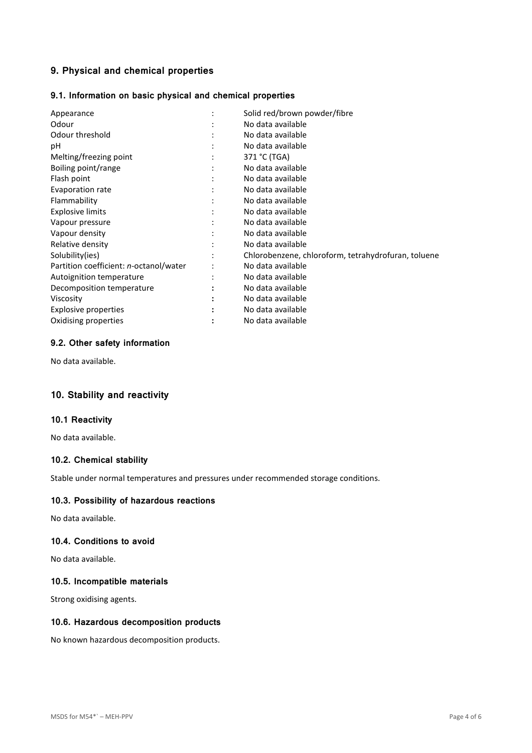## 9. Physical and chemical properties

### 9.1. Information on basic physical and chemical properties

| Property | | Value |
|---|---|---|
| Appearance | : | Solid red/brown powder/fibre |
| Odour | : | No data available |
| Odour threshold | : | No data available |
| pH | : | No data available |
| Melting/freezing point | : | 371 °C (TGA) |
| Boiling point/range | : | No data available |
| Flash point | : | No data available |
| Evaporation rate | : | No data available |
| Flammability | : | No data available |
| Explosive limits | : | No data available |
| Vapour pressure | : | No data available |
| Vapour density | : | No data available |
| Relative density | : | No data available |
| Solubility(ies) | : | Chlorobenzene, chloroform, tetrahydrofuran, toluene |
| Partition coefficient: *n*-octanol/water | : | No data available |
| Autoignition temperature | : | No data available |
| Decomposition temperature | : | No data available |
| Viscosity | : | No data available |
| Explosive properties | : | No data available |
| Oxidising properties | : | No data available |

### 9.2. Other safety information

No data available.

## 10. Stability and reactivity

### 10.1 Reactivity

No data available.

### 10.2. Chemical stability

Stable under normal temperatures and pressures under recommended storage conditions.

### 10.3. Possibility of hazardous reactions

No data available.

### 10.4. Conditions to avoid

No data available.

### 10.5. Incompatible materials

Strong oxidising agents.

### 10.6. Hazardous decomposition products

No known hazardous decomposition products.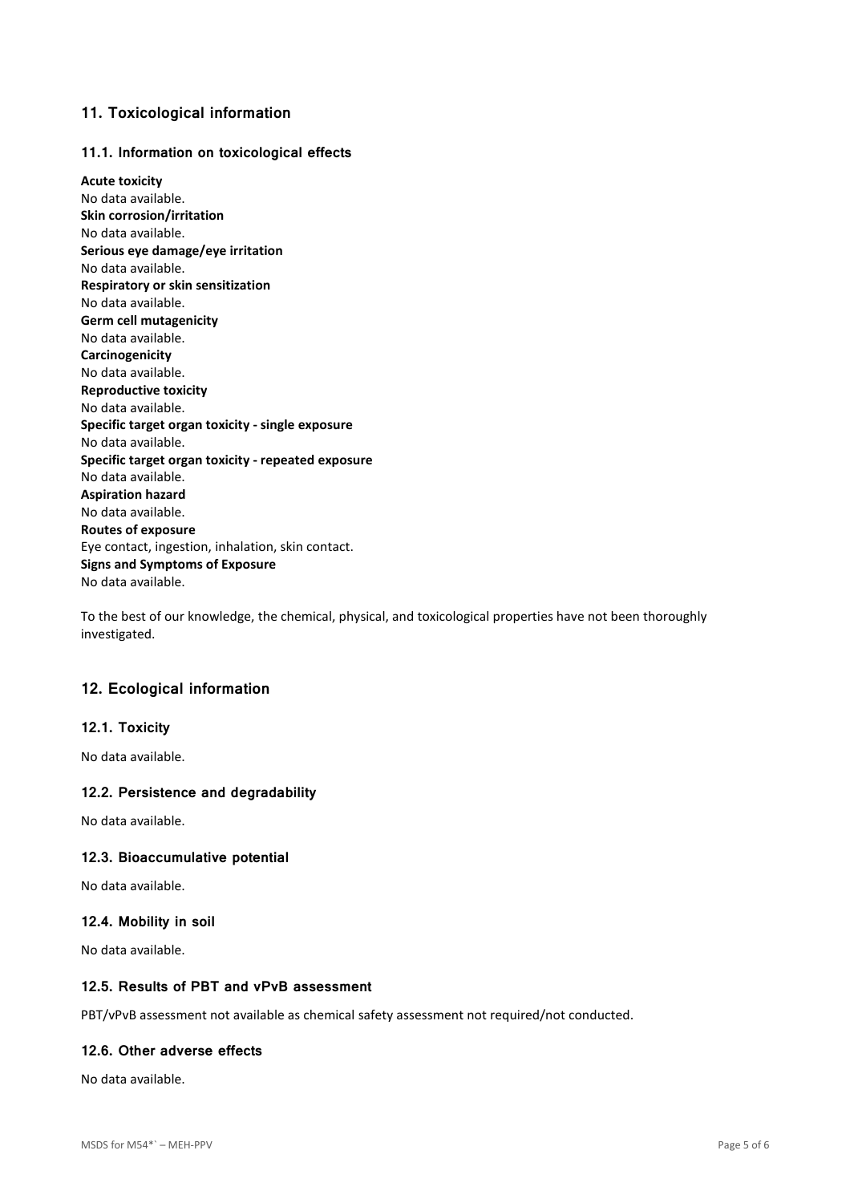## 11. Toxicological information

### 11.1. Information on toxicological effects

**Acute toxicity**
No data available.
**Skin corrosion/irritation**
No data available.
**Serious eye damage/eye irritation**
No data available.
**Respiratory or skin sensitization**
No data available.
**Germ cell mutagenicity**
No data available.
**Carcinogenicity**
No data available.
**Reproductive toxicity**
No data available.
**Specific target organ toxicity - single exposure**
No data available.
**Specific target organ toxicity - repeated exposure**
No data available.
**Aspiration hazard**
No data available.
**Routes of exposure**
Eye contact, ingestion, inhalation, skin contact.
**Signs and Symptoms of Exposure**
No data available.

To the best of our knowledge, the chemical, physical, and toxicological properties have not been thoroughly investigated.

## 12. Ecological information

### 12.1. Toxicity

No data available.

### 12.2. Persistence and degradability

No data available.

### 12.3. Bioaccumulative potential

No data available.

### 12.4. Mobility in soil

No data available.

### 12.5. Results of PBT and vPvB assessment

PBT/vPvB assessment not available as chemical safety assessment not required/not conducted.

### 12.6. Other adverse effects

No data available.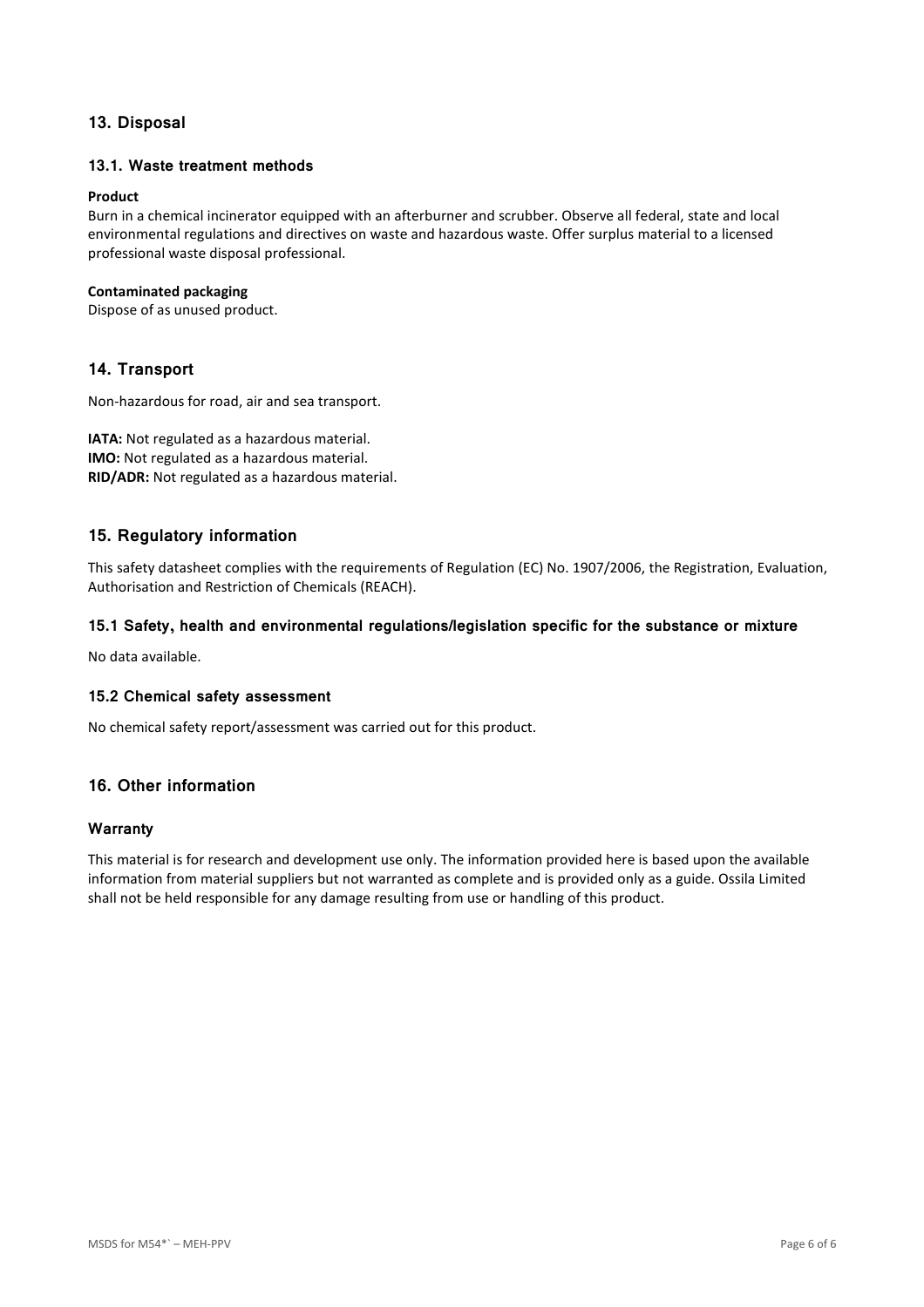## 13. Disposal

### 13.1. Waste treatment methods

**Product**

Burn in a chemical incinerator equipped with an afterburner and scrubber. Observe all federal, state and local environmental regulations and directives on waste and hazardous waste. Offer surplus material to a licensed professional waste disposal professional.

**Contaminated packaging**

Dispose of as unused product.

## 14. Transport

Non-hazardous for road, air and sea transport.

**IATA:** Not regulated as a hazardous material.
**IMO:** Not regulated as a hazardous material.
**RID/ADR:** Not regulated as a hazardous material.

## 15. Regulatory information

This safety datasheet complies with the requirements of Regulation (EC) No. 1907/2006, the Registration, Evaluation, Authorisation and Restriction of Chemicals (REACH).

### 15.1 Safety, health and environmental regulations/legislation specific for the substance or mixture

No data available.

### 15.2 Chemical safety assessment

No chemical safety report/assessment was carried out for this product.

## 16. Other information

### Warranty

This material is for research and development use only. The information provided here is based upon the available information from material suppliers but not warranted as complete and is provided only as a guide. Ossila Limited shall not be held responsible for any damage resulting from use or handling of this product.